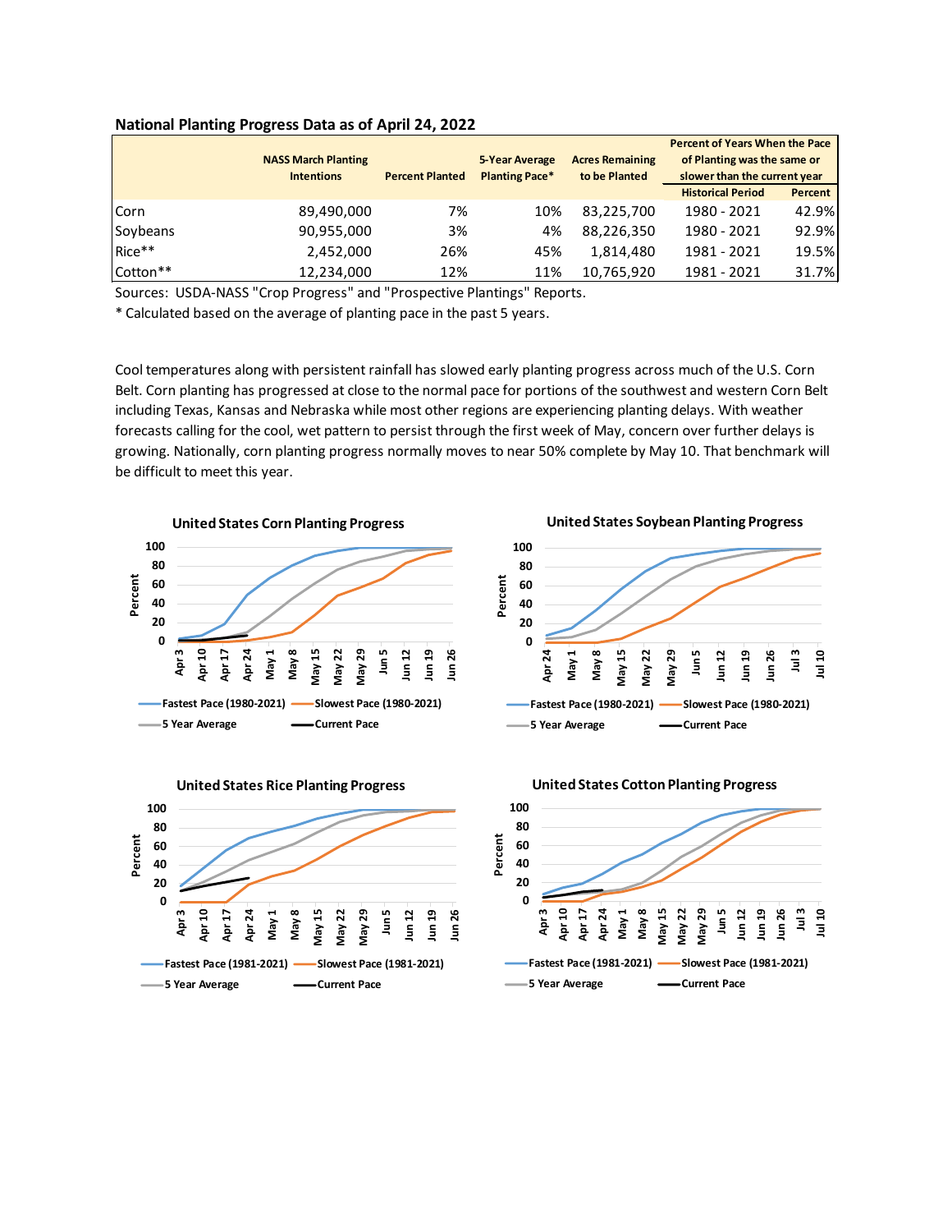**National Planting Progress Data as of April 24, 2022**

| | NASS March Planting Intentions | Percent Planted | 5-Year Average Planting Pace* | Acres Remaining to be Planted | Percent of Years When the Pace of Planting was the same or slower than the current year | |
|---|---|---|---|---|---|---|
| | | | | | Historical Period | Percent |
| Corn | 89,490,000 | 7% | 10% | 83,225,700 | 1980 - 2021 | 42.9% |
| Soybeans | 90,955,000 | 3% | 4% | 88,226,350 | 1980 - 2021 | 92.9% |
| Rice** | 2,452,000 | 26% | 45% | 1,814,480 | 1981 - 2021 | 19.5% |
| Cotton** | 12,234,000 | 12% | 11% | 10,765,920 | 1981 - 2021 | 31.7% |

Sources: USDA-NASS "Crop Progress" and "Prospective Plantings" Reports.

* Calculated based on the average of planting pace in the past 5 years.

Cool temperatures along with persistent rainfall has slowed early planting progress across much of the U.S. Corn Belt. Corn planting has progressed at close to the normal pace for portions of the southwest and western Corn Belt including Texas, Kansas and Nebraska while most other regions are experiencing planting delays. With weather forecasts calling for the cool, wet pattern to persist through the first week of May, concern over further delays is growing. Nationally, corn planting progress normally moves to near 50% complete by May 10. That benchmark will be difficult to meet this year.

**United States Corn Planting Progress**

Percent (0–100); Apr 3 – Jun 26

Fastest Pace (1980-2021) — Slowest Pace (1980-2021) — 5 Year Average — Current Pace

**United States Soybean Planting Progress**

Percent (0–100); Apr 24 – Jul 10

Fastest Pace (1980-2021) — Slowest Pace (1980-2021) — 5 Year Average — Current Pace

**United States Rice Planting Progress**

Percent (0–100); Apr 3 – Jun 26

Fastest Pace (1981-2021) — Slowest Pace (1981-2021) — 5 Year Average — Current Pace

**United States Cotton Planting Progress**

Percent (0–100); Apr 3 – Jul 10

Fastest Pace (1981-2021) — Slowest Pace (1981-2021) — 5 Year Average — Current Pace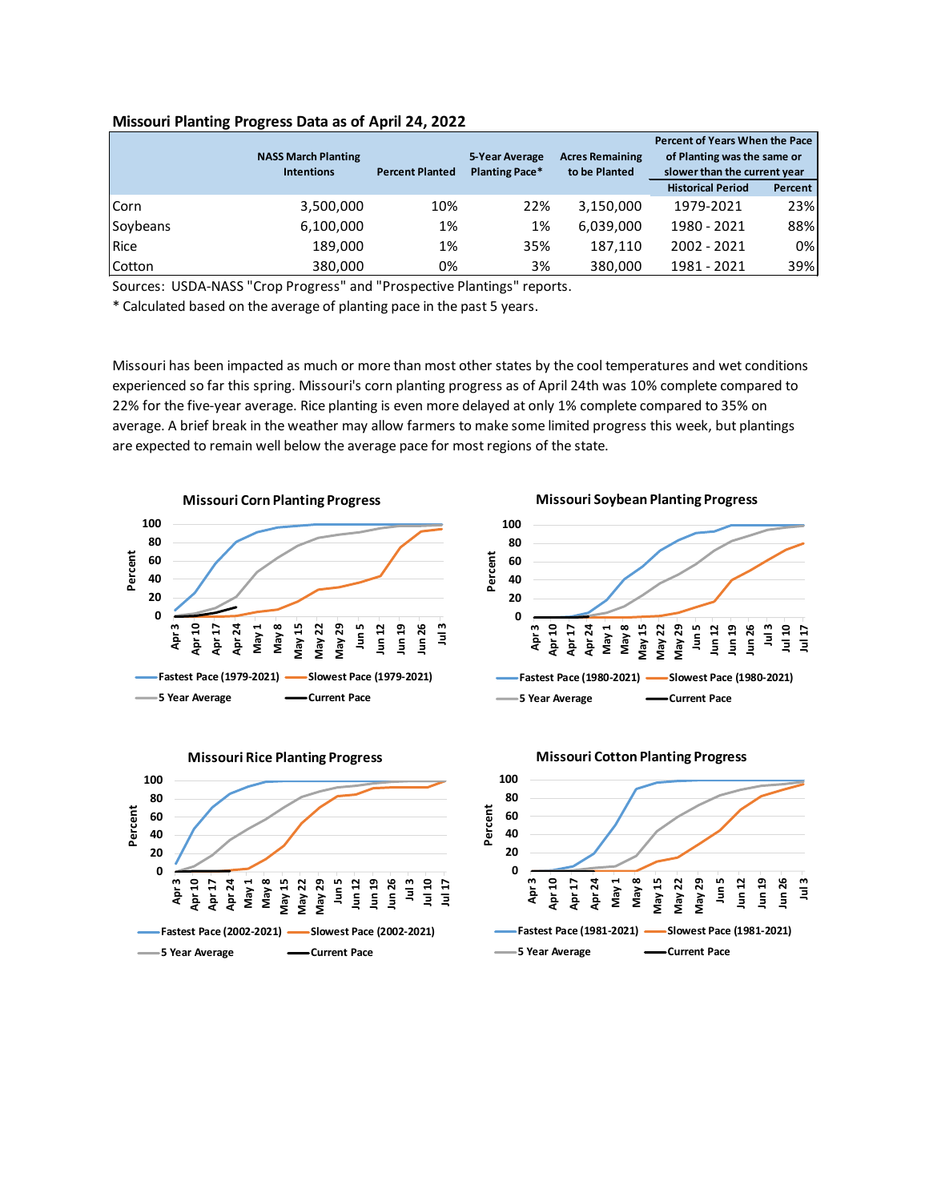**Missouri Planting Progress Data as of April 24, 2022**

| | NASS March Planting Intentions | Percent Planted | 5-Year Average Planting Pace* | Acres Remaining to be Planted | Percent of Years When the Pace of Planting was the same or slower than the current year | |
|---|---|---|---|---|---|---|
| | | | | | Historical Period | Percent |
| Corn | 3,500,000 | 10% | 22% | 3,150,000 | 1979-2021 | 23% |
| Soybeans | 6,100,000 | 1% | 1% | 6,039,000 | 1980 - 2021 | 88% |
| Rice | 189,000 | 1% | 35% | 187,110 | 2002 - 2021 | 0% |
| Cotton | 380,000 | 0% | 3% | 380,000 | 1981 - 2021 | 39% |

Sources: USDA-NASS "Crop Progress" and "Prospective Plantings" reports.

* Calculated based on the average of planting pace in the past 5 years.

Missouri has been impacted as much or more than most other states by the cool temperatures and wet conditions experienced so far this spring. Missouri's corn planting progress as of April 24th was 10% complete compared to 22% for the five-year average. Rice planting is even more delayed at only 1% complete compared to 35% on average. A brief break in the weather may allow farmers to make some limited progress this week, but plantings are expected to remain well below the average pace for most regions of the state.

**Missouri Corn Planting Progress**

Percent

0 20 40 60 80 100

Apr 3, Apr 10, Apr 17, Apr 24, May 1, May 8, May 15, May 22, May 29, Jun 5, Jun 12, Jun 19, Jun 26, Jul 3

Fastest Pace (1979-2021), Slowest Pace (1979-2021), 5 Year Average, Current Pace

**Missouri Soybean Planting Progress**

Percent

0 20 40 60 80 100

Apr 3, Apr 10, Apr 17, Apr 24, May 1, May 8, May 15, May 22, May 29, Jun 5, Jun 12, Jun 19, Jun 26, Jul 3, Jul 10, Jul 17

Fastest Pace (1980-2021), Slowest Pace (1980-2021), 5 Year Average, Current Pace

**Missouri Rice Planting Progress**

Percent

0 20 40 60 80 100

Apr 3, Apr 10, Apr 17, Apr 24, May 1, May 8, May 15, May 22, May 29, Jun 5, Jun 12, Jun 19, Jun 26, Jul 3, Jul 10, Jul 17

Fastest Pace (2002-2021), Slowest Pace (2002-2021), 5 Year Average, Current Pace

**Missouri Cotton Planting Progress**

Percent

0 20 40 60 80 100

Apr 3, Apr 10, Apr 17, Apr 24, May 1, May 8, May 15, May 22, May 29, Jun 5, Jun 12, Jun 19, Jun 26, Jul 3

Fastest Pace (1981-2021), Slowest Pace (1981-2021), 5 Year Average, Current Pace